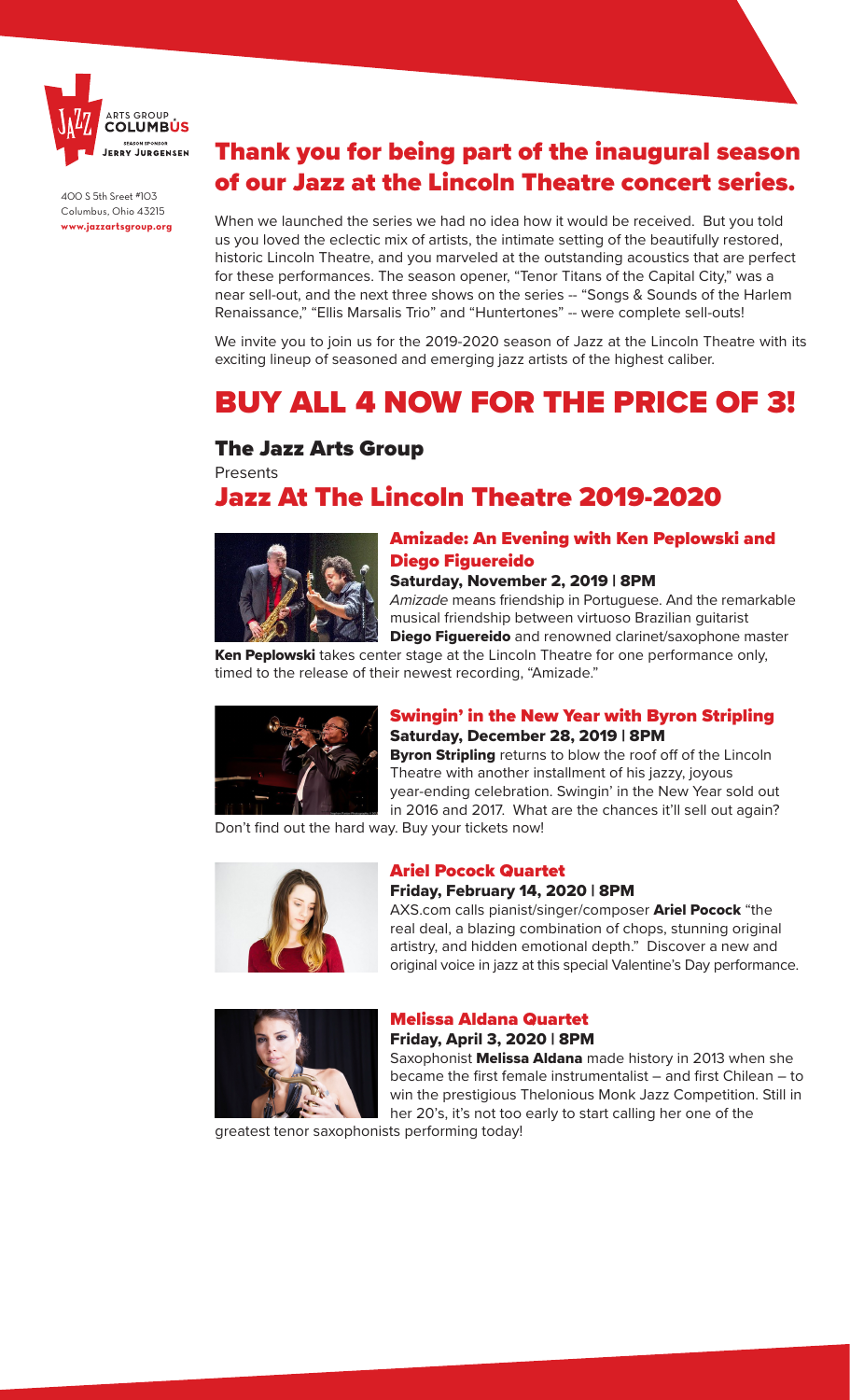JAZZ ARTS GROUP COLUMBUS

SEASON SPONSOR JERRY JURGENSEN

400 S 5th Sreet #103
Columbus, Ohio 43215
**www.jazzartsgroup.org**

## Thank you for being part of the inaugural season of our Jazz at the Lincoln Theatre concert series.

When we launched the series we had no idea how it would be received. But you told us you loved the eclectic mix of artists, the intimate setting of the beautifully restored, historic Lincoln Theatre, and you marveled at the outstanding acoustics that are perfect for these performances. The season opener, "Tenor Titans of the Capital City," was a near sell-out, and the next three shows on the series -- "Songs & Sounds of the Harlem Renaissance," "Ellis Marsalis Trio" and "Huntertones" -- were complete sell-outs!

We invite you to join us for the 2019-2020 season of Jazz at the Lincoln Theatre with its exciting lineup of seasoned and emerging jazz artists of the highest caliber.

# BUY ALL 4 NOW FOR THE PRICE OF 3!

### The Jazz Arts Group

Presents

## Jazz At The Lincoln Theatre 2019-2020

### Amizade: An Evening with Ken Peplowski and Diego Figuereido

**Saturday, November 2, 2019 | 8PM**

*Amizade* means friendship in Portuguese. And the remarkable musical friendship between virtuoso Brazilian guitarist **Diego Figuereido** and renowned clarinet/saxophone master **Ken Peplowski** takes center stage at the Lincoln Theatre for one performance only, timed to the release of their newest recording, "Amizade."

### Swingin' in the New Year with Byron Stripling

**Saturday, December 28, 2019 | 8PM**

**Byron Stripling** returns to blow the roof off of the Lincoln Theatre with another installment of his jazzy, joyous year-ending celebration. Swingin' in the New Year sold out in 2016 and 2017. What are the chances it'll sell out again? Don't find out the hard way. Buy your tickets now!

### Ariel Pocock Quartet

**Friday, February 14, 2020 | 8PM**

AXS.com calls pianist/singer/composer **Ariel Pocock** "the real deal, a blazing combination of chops, stunning original artistry, and hidden emotional depth." Discover a new and original voice in jazz at this special Valentine's Day performance.

### Melissa Aldana Quartet

**Friday, April 3, 2020 | 8PM**

Saxophonist **Melissa Aldana** made history in 2013 when she became the first female instrumentalist – and first Chilean – to win the prestigious Thelonious Monk Jazz Competition. Still in her 20's, it's not too early to start calling her one of the greatest tenor saxophonists performing today!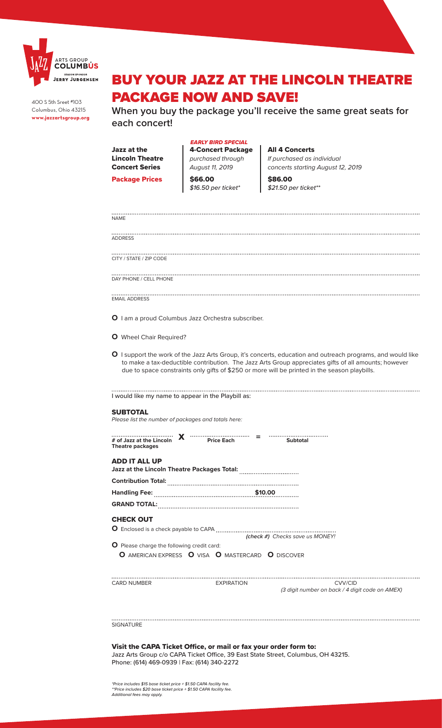ARTS GROUP COLUMBUS

SEASON SPONSOR JERRY JURGENSEN

400 S 5th Sreet #103
Columbus, Ohio 43215
www.jazzartsgroup.org

# BUY YOUR JAZZ AT THE LINCOLN THEATRE PACKAGE NOW AND SAVE!

**When you buy the package you'll receive the same great seats for each concert!**

| Jazz at the Lincoln Theatre Concert Series | *EARLY BIRD SPECIAL* **4-Concert Package** *purchased through August 11, 2019* | **All 4 Concerts** *If purchased as individual concerts starting August 12, 2019* |
|---|---|---|
| **Package Prices** | **$66.00** *$16.50 per ticket** | **$86.00** *$21.50 per ticket*** |

NAME

ADDRESS

CITY / STATE / ZIP CODE

DAY PHONE / CELL PHONE

EMAIL ADDRESS

O I am a proud Columbus Jazz Orchestra subscriber.

O Wheel Chair Required?

O I support the work of the Jazz Arts Group, it's concerts, education and outreach programs, and would like to make a tax-deductible contribution. The Jazz Arts Group appreciates gifts of all amounts; however due to space constraints only gifts of $250 or more will be printed in the season playbills.

I would like my name to appear in the Playbill as:

### SUBTOTAL

*Please list the number of packages and totals here:*

**# of Jazz at the Lincoln Theatre packages** X **Price Each** = **Subtotal**

### ADD IT ALL UP

**Jazz at the Lincoln Theatre Packages Total:**

**Contribution Total:**

**Handling Fee:** **$10.00**

**GRAND TOTAL:**

### CHECK OUT

O Enclosed is a check payable to CAPA *(check #) Checks save us MONEY!*

O Please charge the following credit card:

O AMERICAN EXPRESS O VISA O MASTERCARD O DISCOVER

CARD NUMBER EXPIRATION CVV/CID *(3 digit number on back / 4 digit code on AMEX)*

SIGNATURE

**Visit the CAPA Ticket Office, or mail or fax your order form to:**

Jazz Arts Group c/o CAPA Ticket Office, 39 East State Street, Columbus, OH 43215.
Phone: (614) 469-0939 | Fax: (614) 340-2272

*\*Price includes $15 base ticket price + $1.50 CAPA facility fee.*
*\*\*Price includes $20 base ticket price + $1.50 CAPA facility fee.*
*Additional fees may apply.*